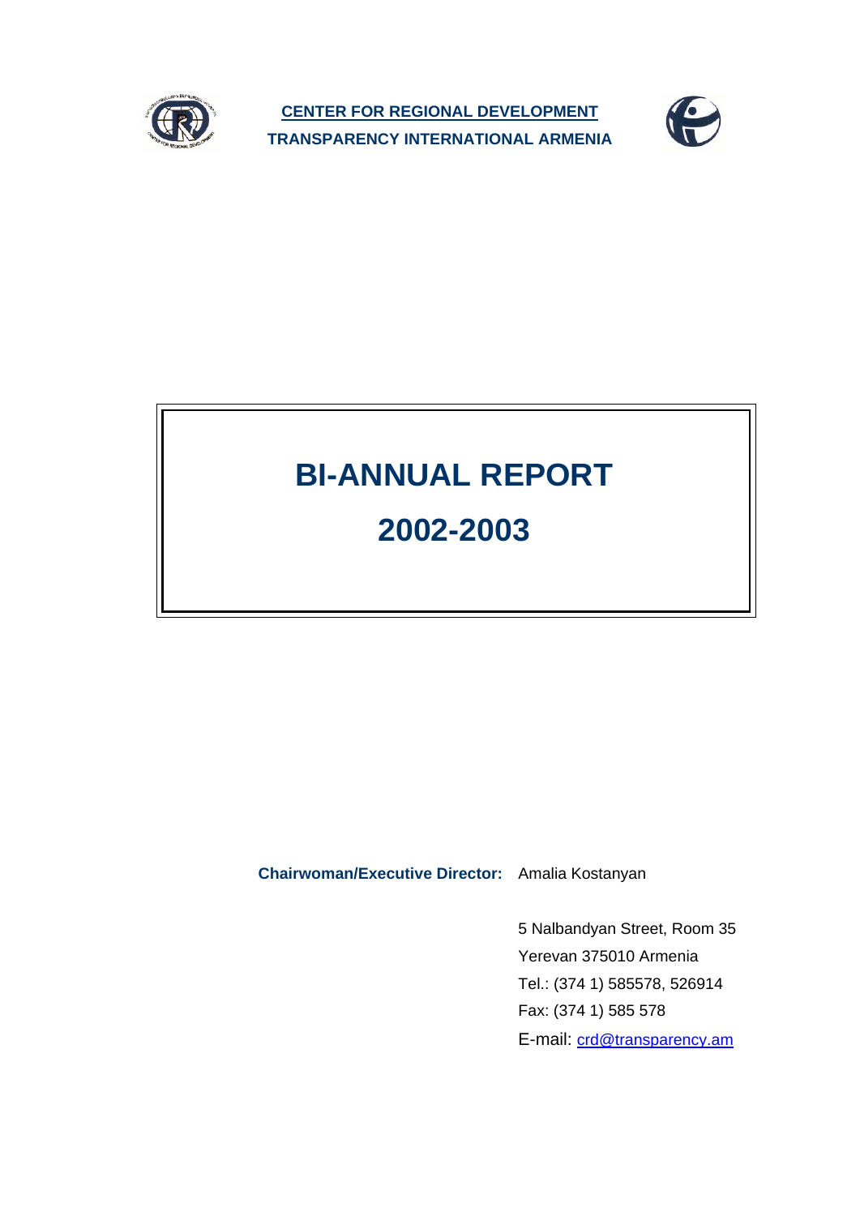**CENTER FOR REGIONAL DEVELOPMENT**

**TRANSPARENCY INTERNATIONAL ARMENIA**

# BI-ANNUAL REPORT

# 2002-2003

**Chairwoman/Executive Director:** Amalia Kostanyan

5 Nalbandyan Street, Room 35
Yerevan 375010 Armenia
Tel.: (374 1) 585578, 526914
Fax: (374 1) 585 578
E-mail: crd@transparency.am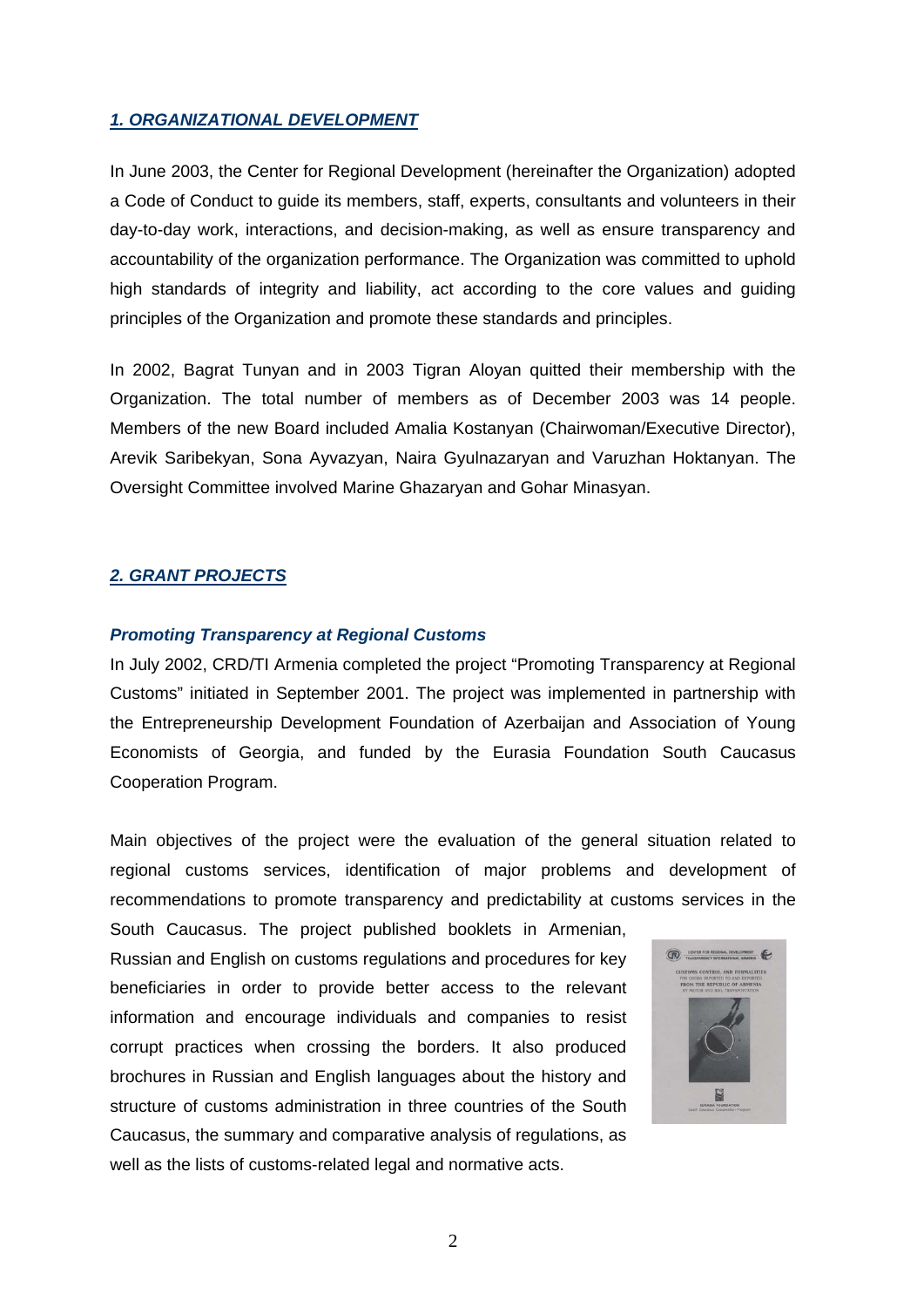## *1. ORGANIZATIONAL DEVELOPMENT*

In June 2003, the Center for Regional Development (hereinafter the Organization) adopted a Code of Conduct to guide its members, staff, experts, consultants and volunteers in their day-to-day work, interactions, and decision-making, as well as ensure transparency and accountability of the organization performance. The Organization was committed to uphold high standards of integrity and liability, act according to the core values and guiding principles of the Organization and promote these standards and principles.

In 2002, Bagrat Tunyan and in 2003 Tigran Aloyan quitted their membership with the Organization. The total number of members as of December 2003 was 14 people. Members of the new Board included Amalia Kostanyan (Chairwoman/Executive Director), Arevik Saribekyan, Sona Ayvazyan, Naira Gyulnazaryan and Varuzhan Hoktanyan. The Oversight Committee involved Marine Ghazaryan and Gohar Minasyan.

## *2. GRANT PROJECTS*

### *Promoting Transparency at Regional Customs*

In July 2002, CRD/TI Armenia completed the project "Promoting Transparency at Regional Customs" initiated in September 2001. The project was implemented in partnership with the Entrepreneurship Development Foundation of Azerbaijan and Association of Young Economists of Georgia, and funded by the Eurasia Foundation South Caucasus Cooperation Program.

Main objectives of the project were the evaluation of the general situation related to regional customs services, identification of major problems and development of recommendations to promote transparency and predictability at customs services in the South Caucasus. The project published booklets in Armenian, Russian and English on customs regulations and procedures for key beneficiaries in order to provide better access to the relevant information and encourage individuals and companies to resist corrupt practices when crossing the borders. It also produced brochures in Russian and English languages about the history and structure of customs administration in three countries of the South Caucasus, the summary and comparative analysis of regulations, as well as the lists of customs-related legal and normative acts.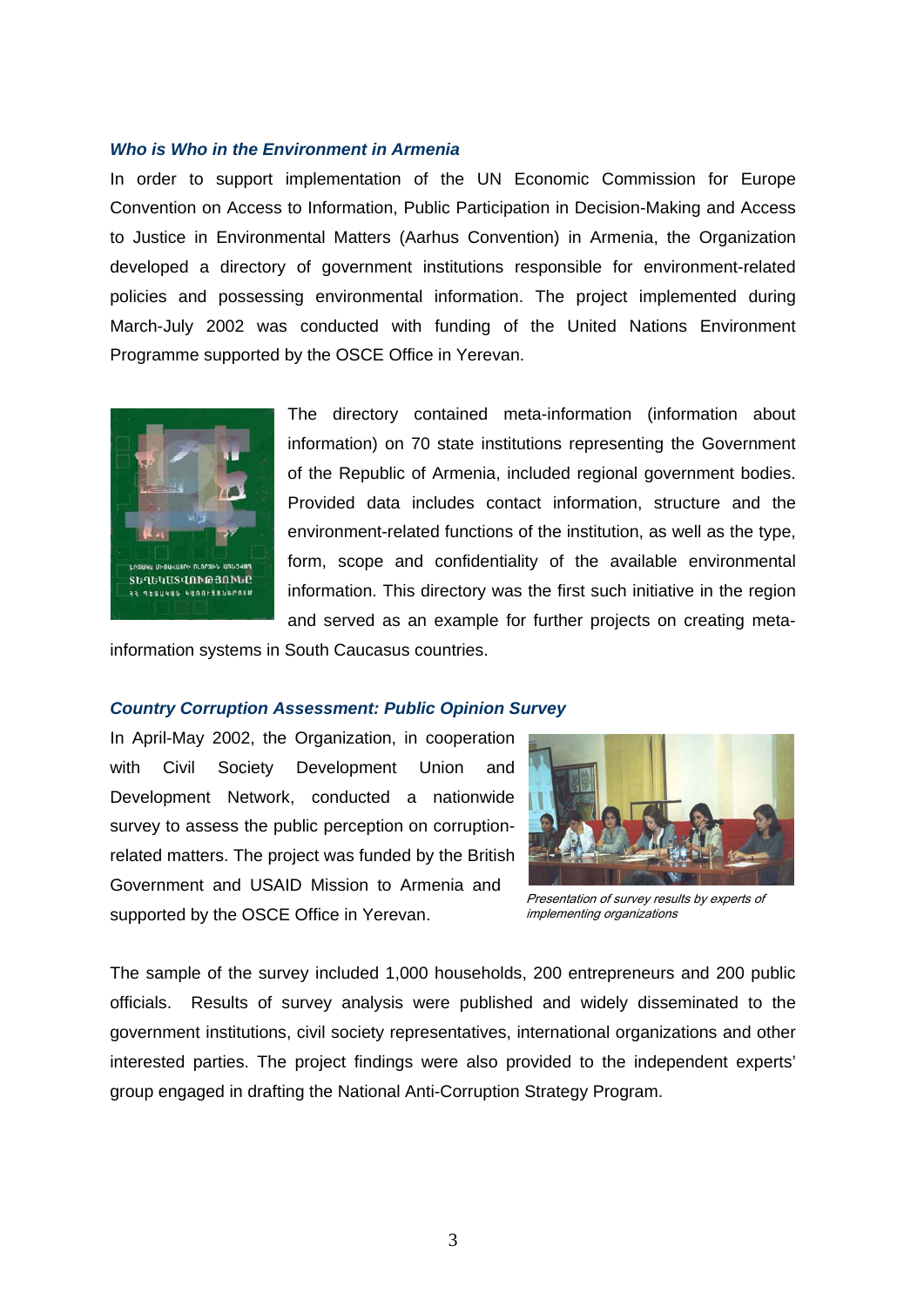### *Who is Who in the Environment in Armenia*

In order to support implementation of the UN Economic Commission for Europe Convention on Access to Information, Public Participation in Decision-Making and Access to Justice in Environmental Matters (Aarhus Convention) in Armenia, the Organization developed a directory of government institutions responsible for environment-related policies and possessing environmental information. The project implemented during March-July 2002 was conducted with funding of the United Nations Environment Programme supported by the OSCE Office in Yerevan.

The directory contained meta-information (information about information) on 70 state institutions representing the Government of the Republic of Armenia, included regional government bodies. Provided data includes contact information, structure and the environment-related functions of the institution, as well as the type, form, scope and confidentiality of the available environmental information. This directory was the first such initiative in the region and served as an example for further projects on creating meta-information systems in South Caucasus countries.

### *Country Corruption Assessment: Public Opinion Survey*

In April-May 2002, the Organization, in cooperation with Civil Society Development Union and Development Network, conducted a nationwide survey to assess the public perception on corruption-related matters. The project was funded by the British Government and USAID Mission to Armenia and supported by the OSCE Office in Yerevan.

*Presentation of survey results by experts of implementing organizations*

The sample of the survey included 1,000 households, 200 entrepreneurs and 200 public officials. Results of survey analysis were published and widely disseminated to the government institutions, civil society representatives, international organizations and other interested parties. The project findings were also provided to the independent experts' group engaged in drafting the National Anti-Corruption Strategy Program.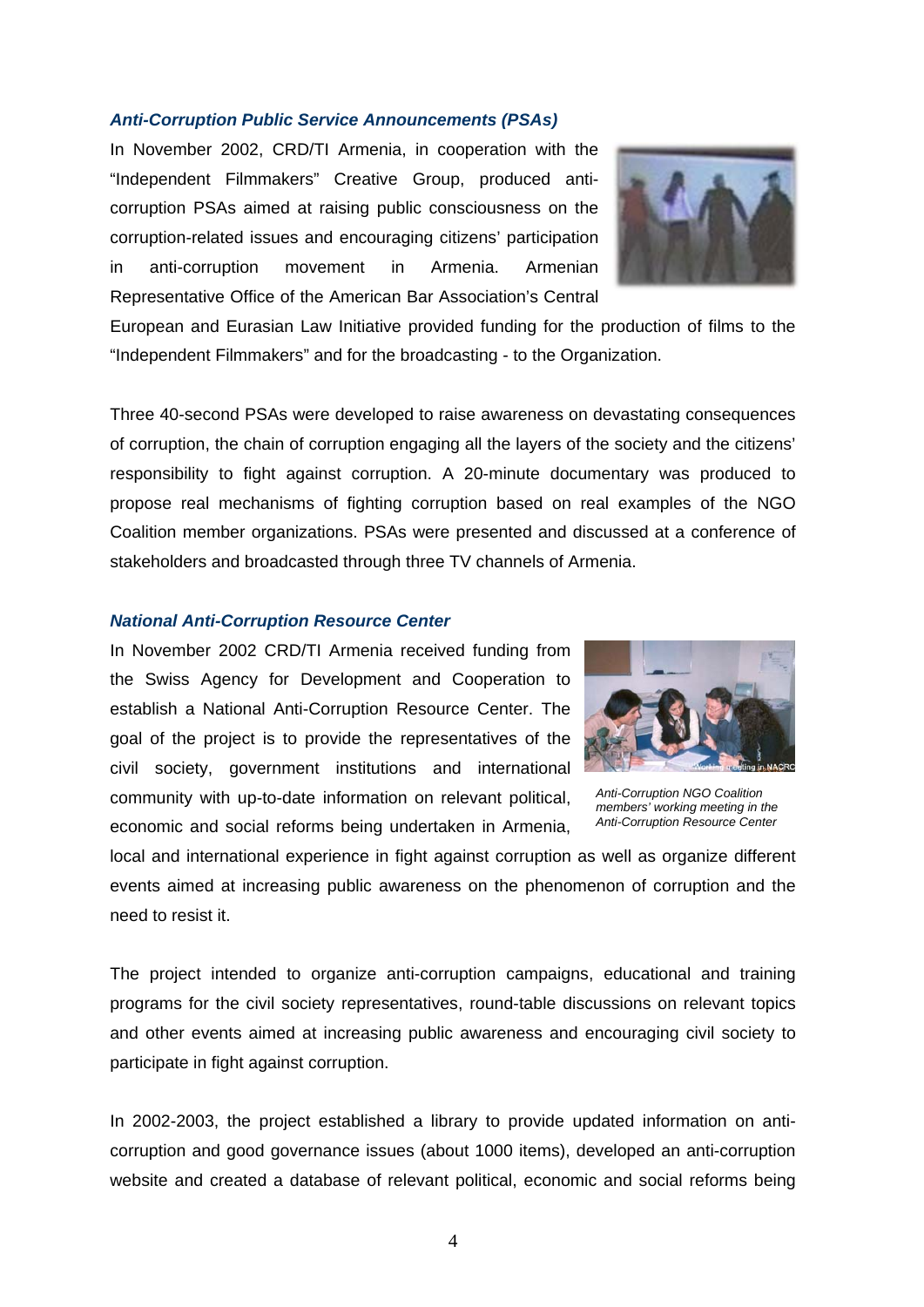### *Anti-Corruption Public Service Announcements (PSAs)*

In November 2002, CRD/TI Armenia, in cooperation with the "Independent Filmmakers" Creative Group, produced anti-corruption PSAs aimed at raising public consciousness on the corruption-related issues and encouraging citizens' participation in anti-corruption movement in Armenia. Armenian Representative Office of the American Bar Association's Central European and Eurasian Law Initiative provided funding for the production of films to the "Independent Filmmakers" and for the broadcasting - to the Organization.

Three 40-second PSAs were developed to raise awareness on devastating consequences of corruption, the chain of corruption engaging all the layers of the society and the citizens' responsibility to fight against corruption. A 20-minute documentary was produced to propose real mechanisms of fighting corruption based on real examples of the NGO Coalition member organizations. PSAs were presented and discussed at a conference of stakeholders and broadcasted through three TV channels of Armenia.

### *National Anti-Corruption Resource Center*

In November 2002 CRD/TI Armenia received funding from the Swiss Agency for Development and Cooperation to establish a National Anti-Corruption Resource Center. The goal of the project is to provide the representatives of the civil society, government institutions and international community with up-to-date information on relevant political, economic and social reforms being undertaken in Armenia, local and international experience in fight against corruption as well as organize different events aimed at increasing public awareness on the phenomenon of corruption and the need to resist it.

*Anti-Corruption NGO Coalition members' working meeting in the Anti-Corruption Resource Center*

The project intended to organize anti-corruption campaigns, educational and training programs for the civil society representatives, round-table discussions on relevant topics and other events aimed at increasing public awareness and encouraging civil society to participate in fight against corruption.

In 2002-2003, the project established a library to provide updated information on anti-corruption and good governance issues (about 1000 items), developed an anti-corruption website and created a database of relevant political, economic and social reforms being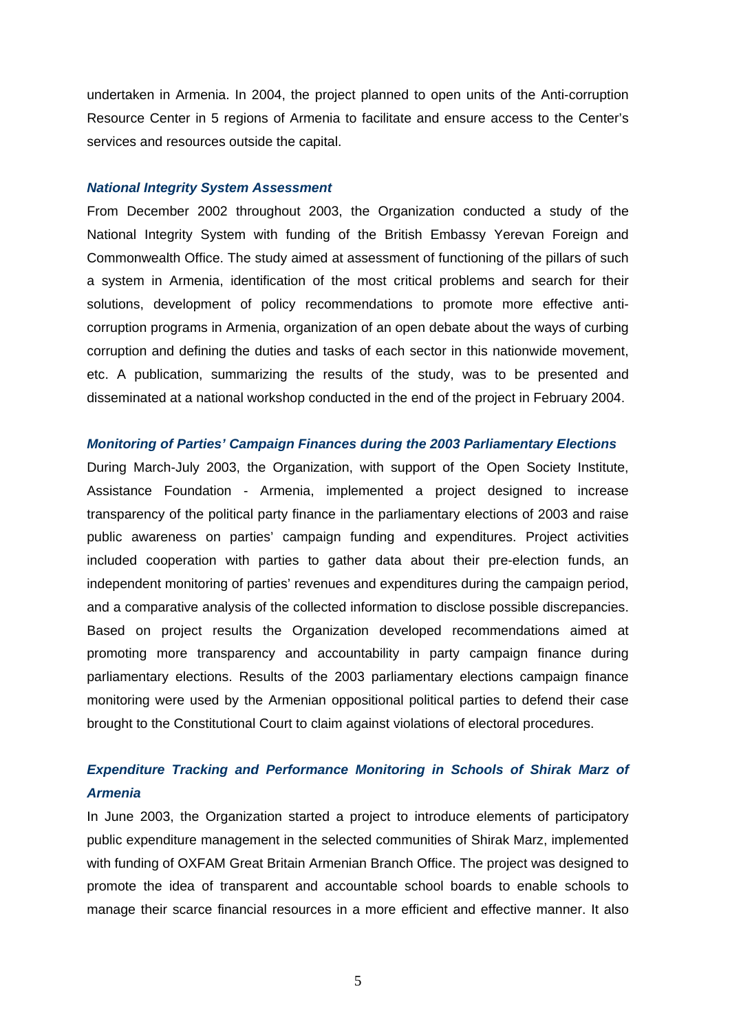undertaken in Armenia. In 2004, the project planned to open units of the Anti-corruption Resource Center in 5 regions of Armenia to facilitate and ensure access to the Center's services and resources outside the capital.

***National Integrity System Assessment***

From December 2002 throughout 2003, the Organization conducted a study of the National Integrity System with funding of the British Embassy Yerevan Foreign and Commonwealth Office. The study aimed at assessment of functioning of the pillars of such a system in Armenia, identification of the most critical problems and search for their solutions, development of policy recommendations to promote more effective anti-corruption programs in Armenia, organization of an open debate about the ways of curbing corruption and defining the duties and tasks of each sector in this nationwide movement, etc. A publication, summarizing the results of the study, was to be presented and disseminated at a national workshop conducted in the end of the project in February 2004.

***Monitoring of Parties' Campaign Finances during the 2003 Parliamentary Elections***

During March-July 2003, the Organization, with support of the Open Society Institute, Assistance Foundation - Armenia, implemented a project designed to increase transparency of the political party finance in the parliamentary elections of 2003 and raise public awareness on parties' campaign funding and expenditures. Project activities included cooperation with parties to gather data about their pre-election funds, an independent monitoring of parties' revenues and expenditures during the campaign period, and a comparative analysis of the collected information to disclose possible discrepancies. Based on project results the Organization developed recommendations aimed at promoting more transparency and accountability in party campaign finance during parliamentary elections. Results of the 2003 parliamentary elections campaign finance monitoring were used by the Armenian oppositional political parties to defend their case brought to the Constitutional Court to claim against violations of electoral procedures.

***Expenditure Tracking and Performance Monitoring in Schools of Shirak Marz of Armenia***

In June 2003, the Organization started a project to introduce elements of participatory public expenditure management in the selected communities of Shirak Marz, implemented with funding of OXFAM Great Britain Armenian Branch Office. The project was designed to promote the idea of transparent and accountable school boards to enable schools to manage their scarce financial resources in a more efficient and effective manner. It also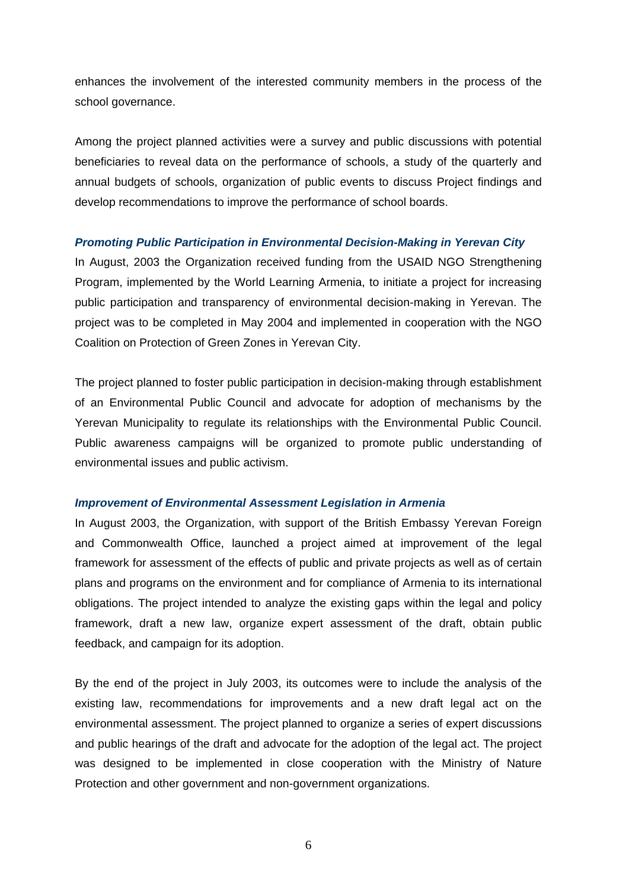enhances the involvement of the interested community members in the process of the school governance.

Among the project planned activities were a survey and public discussions with potential beneficiaries to reveal data on the performance of schools, a study of the quarterly and annual budgets of schools, organization of public events to discuss Project findings and develop recommendations to improve the performance of school boards.

### *Promoting Public Participation in Environmental Decision-Making in Yerevan City*

In August, 2003 the Organization received funding from the USAID NGO Strengthening Program, implemented by the World Learning Armenia, to initiate a project for increasing public participation and transparency of environmental decision-making in Yerevan. The project was to be completed in May 2004 and implemented in cooperation with the NGO Coalition on Protection of Green Zones in Yerevan City.

The project planned to foster public participation in decision-making through establishment of an Environmental Public Council and advocate for adoption of mechanisms by the Yerevan Municipality to regulate its relationships with the Environmental Public Council. Public awareness campaigns will be organized to promote public understanding of environmental issues and public activism.

### *Improvement of Environmental Assessment Legislation in Armenia*

In August 2003, the Organization, with support of the British Embassy Yerevan Foreign and Commonwealth Office, launched a project aimed at improvement of the legal framework for assessment of the effects of public and private projects as well as of certain plans and programs on the environment and for compliance of Armenia to its international obligations. The project intended to analyze the existing gaps within the legal and policy framework, draft a new law, organize expert assessment of the draft, obtain public feedback, and campaign for its adoption.

By the end of the project in July 2003, its outcomes were to include the analysis of the existing law, recommendations for improvements and a new draft legal act on the environmental assessment. The project planned to organize a series of expert discussions and public hearings of the draft and advocate for the adoption of the legal act. The project was designed to be implemented in close cooperation with the Ministry of Nature Protection and other government and non-government organizations.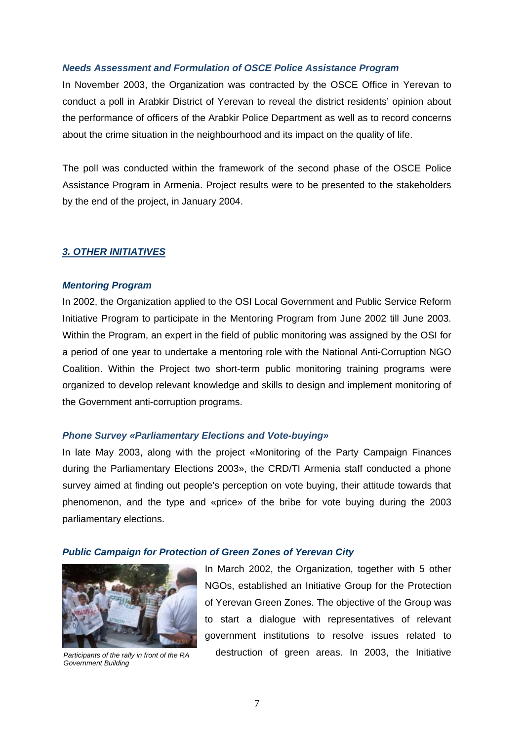### *Needs Assessment and Formulation of OSCE Police Assistance Program*

In November 2003, the Organization was contracted by the OSCE Office in Yerevan to conduct a poll in Arabkir District of Yerevan to reveal the district residents' opinion about the performance of officers of the Arabkir Police Department as well as to record concerns about the crime situation in the neighbourhood and its impact on the quality of life.

The poll was conducted within the framework of the second phase of the OSCE Police Assistance Program in Armenia. Project results were to be presented to the stakeholders by the end of the project, in January 2004.

## *3. OTHER INITIATIVES*

### *Mentoring Program*

In 2002, the Organization applied to the OSI Local Government and Public Service Reform Initiative Program to participate in the Mentoring Program from June 2002 till June 2003. Within the Program, an expert in the field of public monitoring was assigned by the OSI for a period of one year to undertake a mentoring role with the National Anti-Corruption NGO Coalition. Within the Project two short-term public monitoring training programs were organized to develop relevant knowledge and skills to design and implement monitoring of the Government anti-corruption programs.

### *Phone Survey «Parliamentary Elections and Vote-buying»*

In late May 2003, along with the project «Monitoring of the Party Campaign Finances during the Parliamentary Elections 2003», the CRD/TI Armenia staff conducted a phone survey aimed at finding out people's perception on vote buying, their attitude towards that phenomenon, and the type and «price» of the bribe for vote buying during the 2003 parliamentary elections.

### *Public Campaign for Protection of Green Zones of Yerevan City*

*Participants of the rally in front of the RA Government Building*

In March 2002, the Organization, together with 5 other NGOs, established an Initiative Group for the Protection of Yerevan Green Zones. The objective of the Group was to start a dialogue with representatives of relevant government institutions to resolve issues related to destruction of green areas. In 2003, the Initiative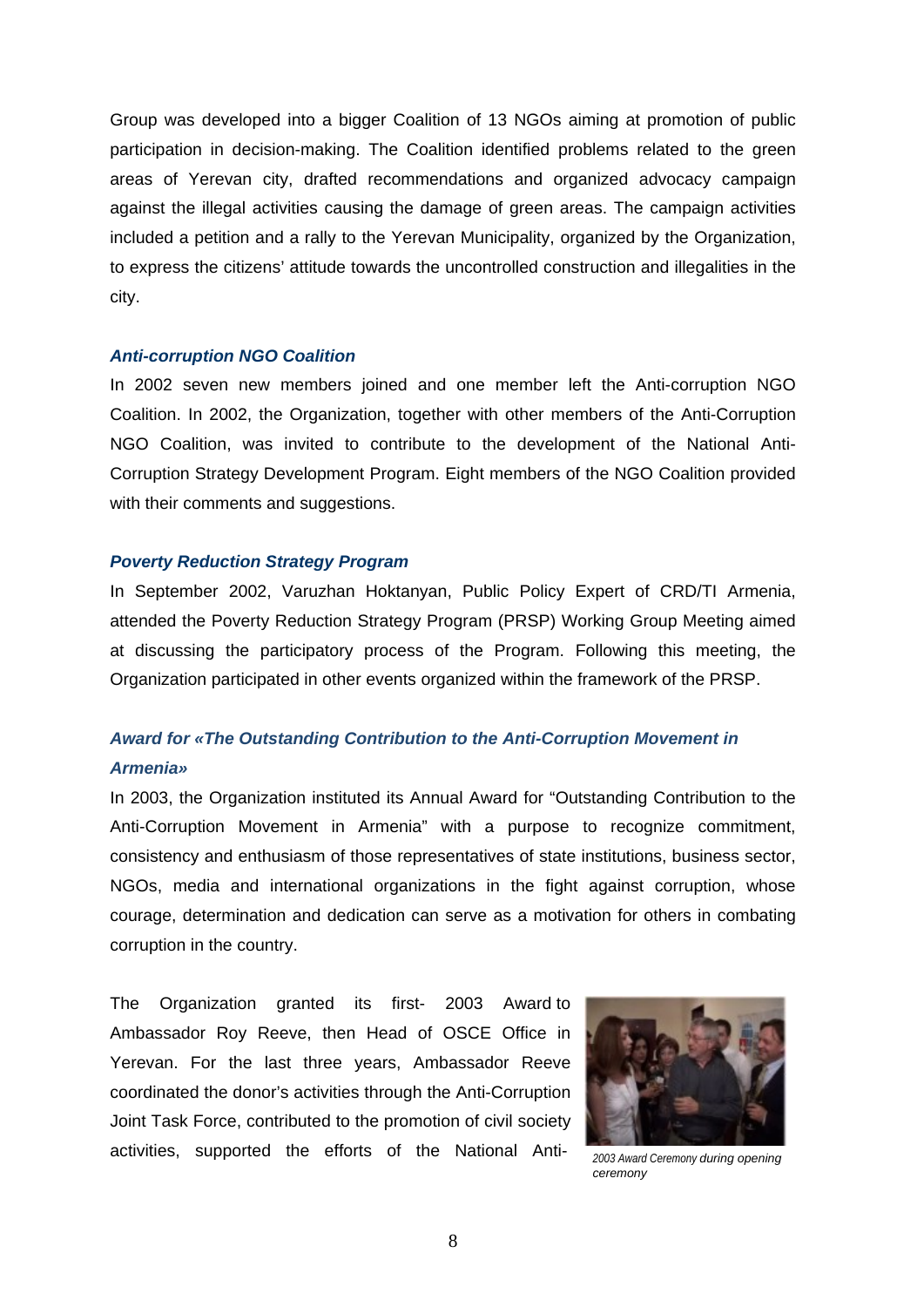Group was developed into a bigger Coalition of 13 NGOs aiming at promotion of public participation in decision-making. The Coalition identified problems related to the green areas of Yerevan city, drafted recommendations and organized advocacy campaign against the illegal activities causing the damage of green areas. The campaign activities included a petition and a rally to the Yerevan Municipality, organized by the Organization, to express the citizens' attitude towards the uncontrolled construction and illegalities in the city.

### *Anti-corruption NGO Coalition*

In 2002 seven new members joined and one member left the Anti-corruption NGO Coalition. In 2002, the Organization, together with other members of the Anti-Corruption NGO Coalition, was invited to contribute to the development of the National Anti-Corruption Strategy Development Program. Eight members of the NGO Coalition provided with their comments and suggestions.

### *Poverty Reduction Strategy Program*

In September 2002, Varuzhan Hoktanyan, Public Policy Expert of CRD/TI Armenia, attended the Poverty Reduction Strategy Program (PRSP) Working Group Meeting aimed at discussing the participatory process of the Program. Following this meeting, the Organization participated in other events organized within the framework of the PRSP.

### *Award for «The Outstanding Contribution to the Anti-Corruption Movement in Armenia»*

In 2003, the Organization instituted its Annual Award for "Outstanding Contribution to the Anti-Corruption Movement in Armenia" with a purpose to recognize commitment, consistency and enthusiasm of those representatives of state institutions, business sector, NGOs, media and international organizations in the fight against corruption, whose courage, determination and dedication can serve as a motivation for others in combating corruption in the country.

The Organization granted its first- 2003 Award to Ambassador Roy Reeve, then Head of OSCE Office in Yerevan. For the last three years, Ambassador Reeve coordinated the donor's activities through the Anti-Corruption Joint Task Force, contributed to the promotion of civil society activities, supported the efforts of the National Anti-

*2003 Award Ceremony during opening ceremony*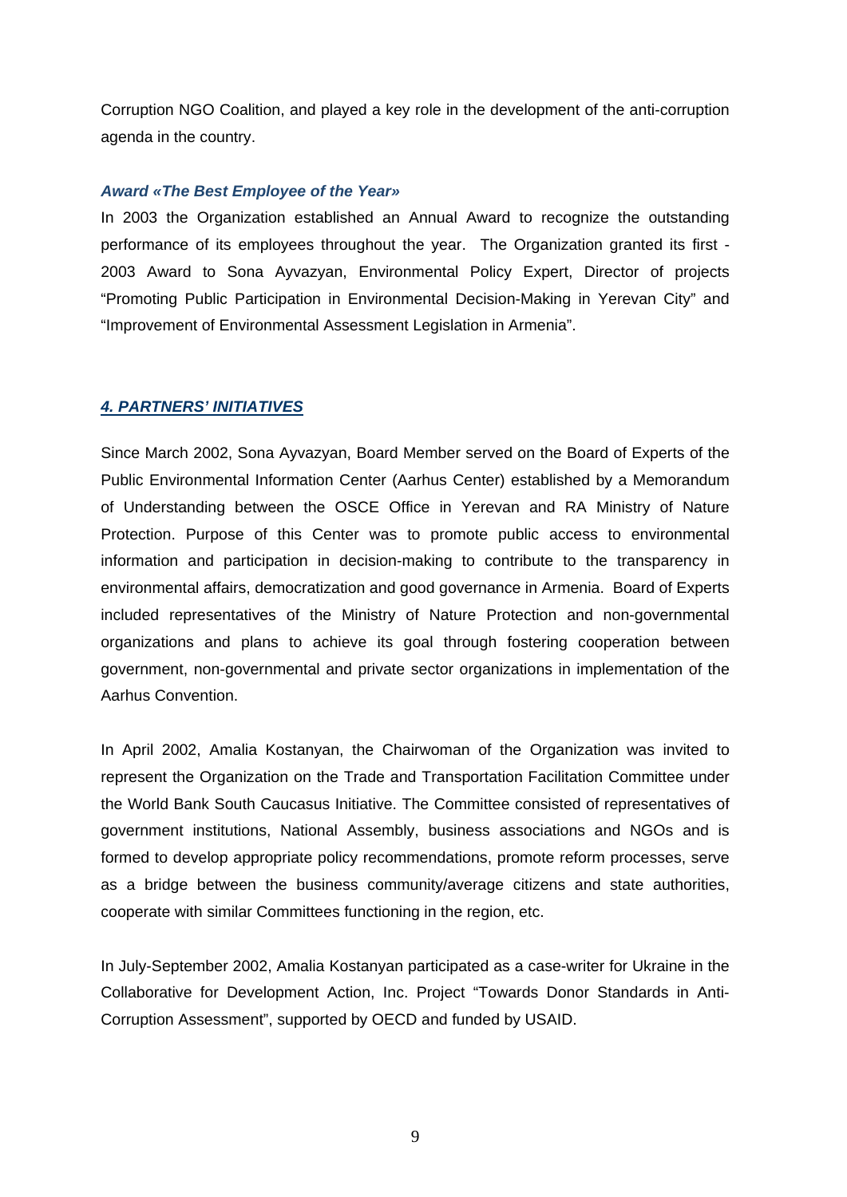Corruption NGO Coalition, and played a key role in the development of the anti-corruption agenda in the country.

***Award «The Best Employee of the Year»***

In 2003 the Organization established an Annual Award to recognize the outstanding performance of its employees throughout the year. The Organization granted its first - 2003 Award to Sona Ayvazyan, Environmental Policy Expert, Director of projects "Promoting Public Participation in Environmental Decision-Making in Yerevan City" and "Improvement of Environmental Assessment Legislation in Armenia".

## ***4. PARTNERS' INITIATIVES***

Since March 2002, Sona Ayvazyan, Board Member served on the Board of Experts of the Public Environmental Information Center (Aarhus Center) established by a Memorandum of Understanding between the OSCE Office in Yerevan and RA Ministry of Nature Protection. Purpose of this Center was to promote public access to environmental information and participation in decision-making to contribute to the transparency in environmental affairs, democratization and good governance in Armenia. Board of Experts included representatives of the Ministry of Nature Protection and non-governmental organizations and plans to achieve its goal through fostering cooperation between government, non-governmental and private sector organizations in implementation of the Aarhus Convention.

In April 2002, Amalia Kostanyan, the Chairwoman of the Organization was invited to represent the Organization on the Trade and Transportation Facilitation Committee under the World Bank South Caucasus Initiative. The Committee consisted of representatives of government institutions, National Assembly, business associations and NGOs and is formed to develop appropriate policy recommendations, promote reform processes, serve as a bridge between the business community/average citizens and state authorities, cooperate with similar Committees functioning in the region, etc.

In July-September 2002, Amalia Kostanyan participated as a case-writer for Ukraine in the Collaborative for Development Action, Inc. Project "Towards Donor Standards in Anti-Corruption Assessment", supported by OECD and funded by USAID.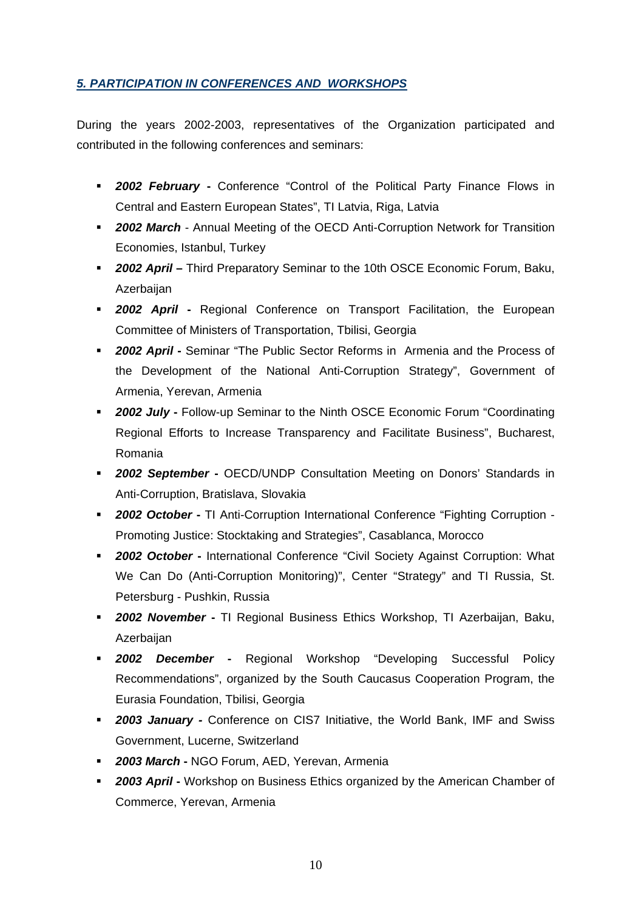## *5. PARTICIPATION IN CONFERENCES AND WORKSHOPS*

During the years 2002-2003, representatives of the Organization participated and contributed in the following conferences and seminars:

- ***2002 February -*** Conference "Control of the Political Party Finance Flows in Central and Eastern European States", TI Latvia, Riga, Latvia
- ***2002 March*** - Annual Meeting of the OECD Anti-Corruption Network for Transition Economies, Istanbul, Turkey
- ***2002 April –*** Third Preparatory Seminar to the 10th OSCE Economic Forum, Baku, Azerbaijan
- ***2002 April -*** Regional Conference on Transport Facilitation, the European Committee of Ministers of Transportation, Tbilisi, Georgia
- ***2002 April -*** Seminar "The Public Sector Reforms in Armenia and the Process of the Development of the National Anti-Corruption Strategy", Government of Armenia, Yerevan, Armenia
- ***2002 July -*** Follow-up Seminar to the Ninth OSCE Economic Forum "Coordinating Regional Efforts to Increase Transparency and Facilitate Business", Bucharest, Romania
- ***2002 September -*** OECD/UNDP Consultation Meeting on Donors' Standards in Anti-Corruption, Bratislava, Slovakia
- ***2002 October -*** TI Anti-Corruption International Conference "Fighting Corruption - Promoting Justice: Stocktaking and Strategies", Casablanca, Morocco
- ***2002 October -*** International Conference "Civil Society Against Corruption: What We Can Do (Anti-Corruption Monitoring)", Center "Strategy" and TI Russia, St. Petersburg - Pushkin, Russia
- ***2002 November -*** TI Regional Business Ethics Workshop, TI Azerbaijan, Baku, Azerbaijan
- ***2002 December -*** Regional Workshop "Developing Successful Policy Recommendations", organized by the South Caucasus Cooperation Program, the Eurasia Foundation, Tbilisi, Georgia
- ***2003 January -*** Conference on CIS7 Initiative, the World Bank, IMF and Swiss Government, Lucerne, Switzerland
- ***2003 March -*** NGO Forum, AED, Yerevan, Armenia
- ***2003 April -*** Workshop on Business Ethics organized by the American Chamber of Commerce, Yerevan, Armenia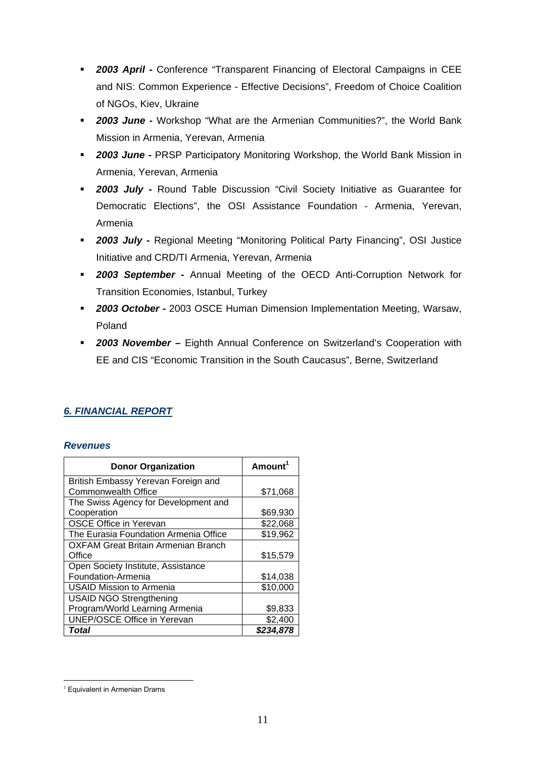- ***2003 April*** **-** Conference "Transparent Financing of Electoral Campaigns in CEE and NIS: Common Experience - Effective Decisions", Freedom of Choice Coalition of NGOs, Kiev, Ukraine
- ***2003 June*** **-** Workshop "What are the Armenian Communities?", the World Bank Mission in Armenia, Yerevan, Armenia
- ***2003 June*** **-** PRSP Participatory Monitoring Workshop, the World Bank Mission in Armenia, Yerevan, Armenia
- ***2003 July*** **-** Round Table Discussion "Civil Society Initiative as Guarantee for Democratic Elections", the OSI Assistance Foundation - Armenia, Yerevan, Armenia
- ***2003 July*** **-** Regional Meeting "Monitoring Political Party Financing", OSI Justice Initiative and CRD/TI Armenia, Yerevan, Armenia
- ***2003 September*** **-** Annual Meeting of the OECD Anti-Corruption Network for Transition Economies, Istanbul, Turkey
- ***2003 October*** **-** 2003 OSCE Human Dimension Implementation Meeting, Warsaw, Poland
- ***2003 November*** **–** Eighth Annual Conference on Switzerland's Cooperation with EE and CIS "Economic Transition in the South Caucasus", Berne, Switzerland

## *6. FINANCIAL REPORT*

### *Revenues*

| Donor Organization | Amount[1] |
|---|---|
| British Embassy Yerevan Foreign and Commonwealth Office | $71,068 |
| The Swiss Agency for Development and Cooperation | $69,930 |
| OSCE Office in Yerevan | $22,068 |
| The Eurasia Foundation Armenia Office | $19,962 |
| OXFAM Great Britain Armenian Branch Office | $15,579 |
| Open Society Institute, Assistance Foundation-Armenia | $14,038 |
| USAID Mission to Armenia | $10,000 |
| USAID NGO Strengthening Program/World Learning Armenia | $9,833 |
| UNEP/OSCE Office in Yerevan | $2,400 |
| ***Total*** | ***$234,878*** |

[1] Equivalent in Armenian Drams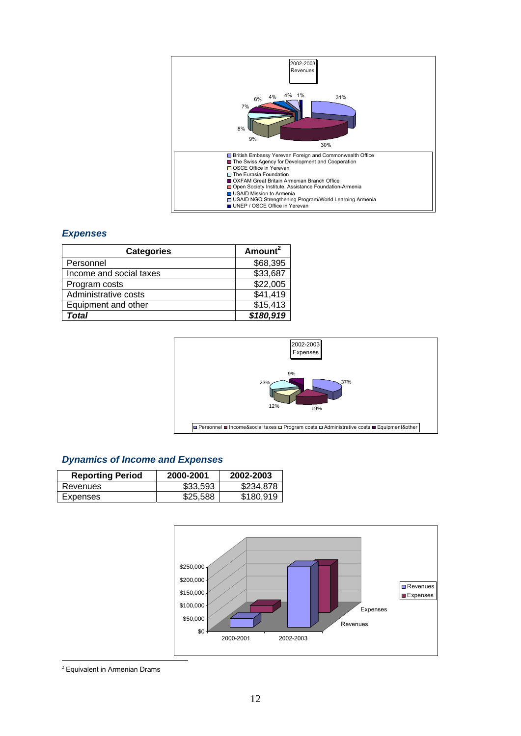2002-2003
Revenues

31%
30%
9%
8%
7%
6%
4%
4%
1%

British Embassy Yerevan Foreign and Commonwealth Office
The Swiss Agency for Development and Cooperation
OSCE Office in Yerevan
The Eurasia Foundation
OXFAM Great Britain Armenian Branch Office
Open Society Institute, Assistance Foundation-Armenia
USAID Mission to Armenia
USAID NGO Strengthening Program/World Learning Armenia
UNEP / OSCE Office in Yerevan

### *Expenses*

| Categories | Amount[2] |
|---|---|
| Personnel | $68,395 |
| Income and social taxes | $33,687 |
| Program costs | $22,005 |
| Administrative costs | $41,419 |
| Equipment and other | $15,413 |
| ***Total*** | ***$180,919*** |

2002-2003
Expenses

37%
19%
12%
23%
9%

Personnel  Income&social taxes  Program costs  Administrative costs  Equipment&other

### *Dynamics of Income and Expenses*

| Reporting Period | 2000-2001 | 2002-2003 |
|---|---|---|
| Revenues | $33,593 | $234,878 |
| Expenses | $25,588 | $180,919 |

$250,000
$200,000
$150,000
$100,000
$50,000
$0
2000-2001
2002-2003
Expenses
Revenues
Revenues
Expenses

[2] Equivalent in Armenian Drams